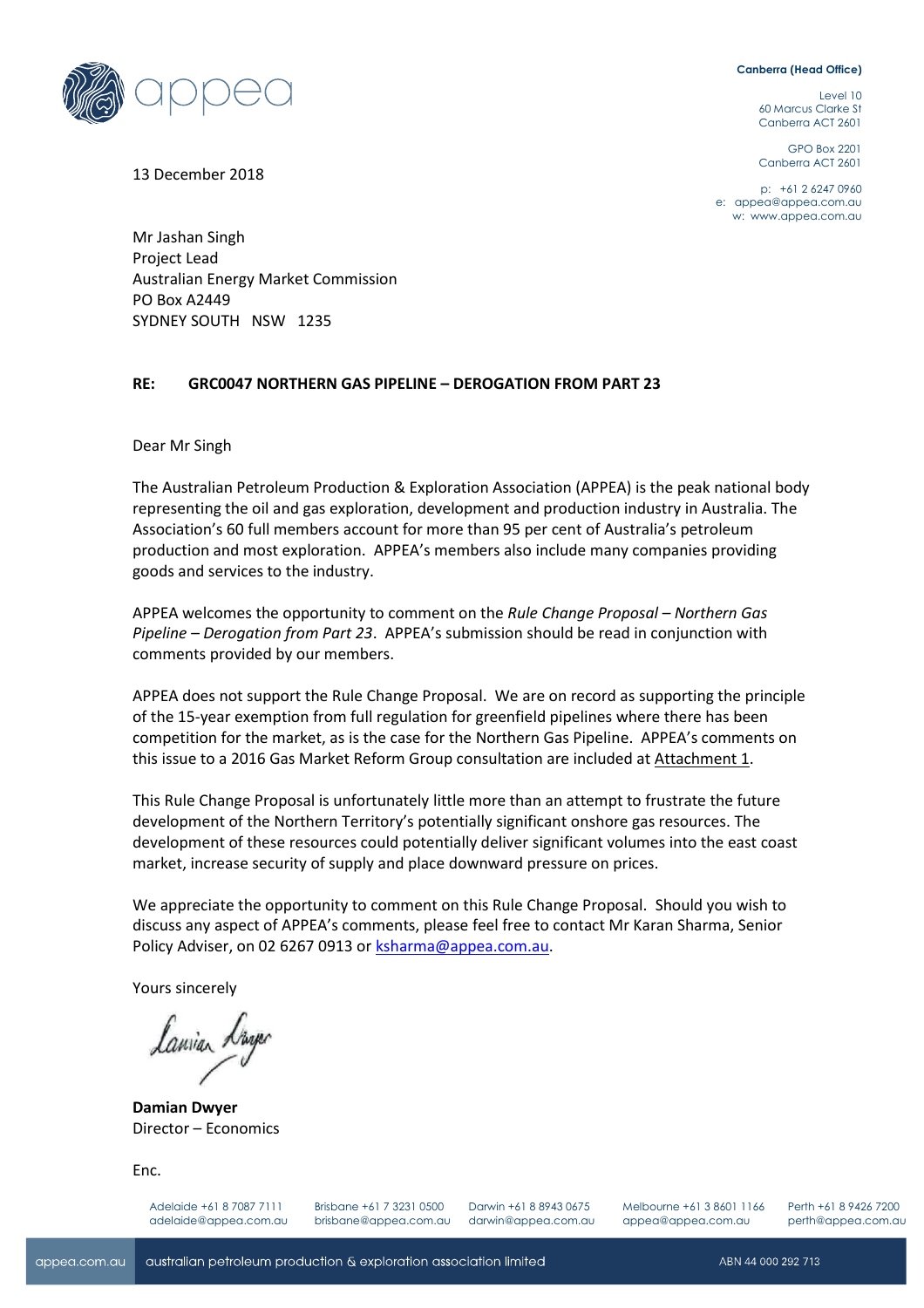Canberra (Head Office)

Level 10
60 Marcus Clarke St
Canberra ACT 2601

GPO Box 2201
Canberra ACT 2601

p: +61 2 6247 0960
e: appea@appea.com.au
w: www.appea.com.au

13 December 2018

Mr Jashan Singh
Project Lead
Australian Energy Market Commission
PO Box A2449
SYDNEY SOUTH NSW 1235

**RE: GRC0047 NORTHERN GAS PIPELINE – DEROGATION FROM PART 23**

Dear Mr Singh

The Australian Petroleum Production & Exploration Association (APPEA) is the peak national body representing the oil and gas exploration, development and production industry in Australia. The Association's 60 full members account for more than 95 per cent of Australia's petroleum production and most exploration. APPEA's members also include many companies providing goods and services to the industry.

APPEA welcomes the opportunity to comment on the *Rule Change Proposal – Northern Gas Pipeline – Derogation from Part 23*. APPEA's submission should be read in conjunction with comments provided by our members.

APPEA does not support the Rule Change Proposal. We are on record as supporting the principle of the 15-year exemption from full regulation for greenfield pipelines where there has been competition for the market, as is the case for the Northern Gas Pipeline. APPEA's comments on this issue to a 2016 Gas Market Reform Group consultation are included at Attachment 1.

This Rule Change Proposal is unfortunately little more than an attempt to frustrate the future development of the Northern Territory's potentially significant onshore gas resources. The development of these resources could potentially deliver significant volumes into the east coast market, increase security of supply and place downward pressure on prices.

We appreciate the opportunity to comment on this Rule Change Proposal. Should you wish to discuss any aspect of APPEA's comments, please feel free to contact Mr Karan Sharma, Senior Policy Adviser, on 02 6267 0913 or ksharma@appea.com.au.

Yours sincerely

**Damian Dwyer**
Director – Economics

Enc.

Adelaide +61 8 7087 7111 adelaide@appea.com.au | Brisbane +61 7 3231 0500 brisbane@appea.com.au | Darwin +61 8 8943 0675 darwin@appea.com.au | Melbourne +61 3 8601 1166 appea@appea.com.au | Perth +61 8 9426 7200 perth@appea.com.au

appea.com.au | australian petroleum production & exploration association limited | ABN 44 000 292 713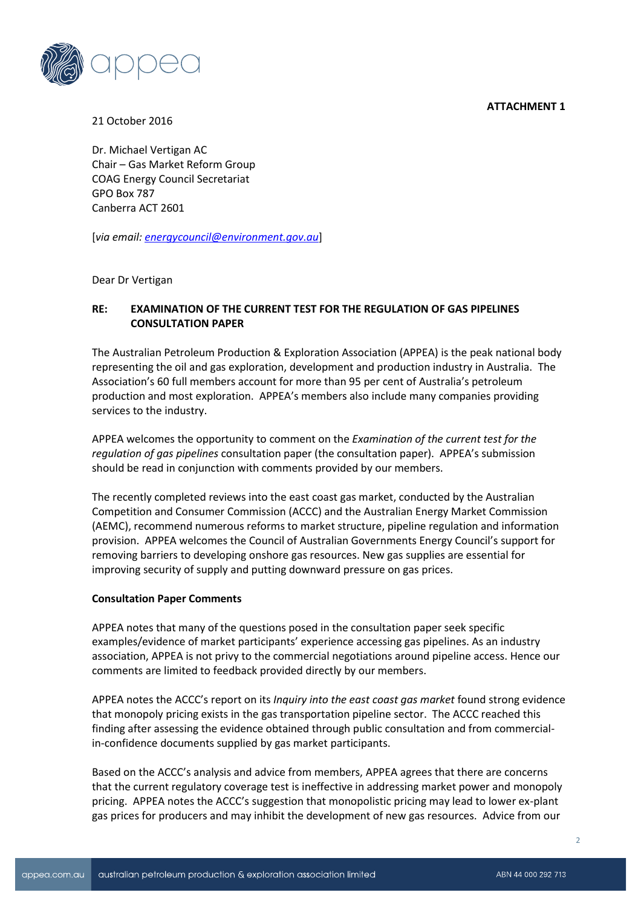**ATTACHMENT 1**

21 October 2016

Dr. Michael Vertigan AC
Chair – Gas Market Reform Group
COAG Energy Council Secretariat
GPO Box 787
Canberra ACT 2601

[*via email: energycouncil@environment.gov.au*]

Dear Dr Vertigan

**RE: EXAMINATION OF THE CURRENT TEST FOR THE REGULATION OF GAS PIPELINES CONSULTATION PAPER**

The Australian Petroleum Production & Exploration Association (APPEA) is the peak national body representing the oil and gas exploration, development and production industry in Australia. The Association's 60 full members account for more than 95 per cent of Australia's petroleum production and most exploration. APPEA's members also include many companies providing services to the industry.

APPEA welcomes the opportunity to comment on the *Examination of the current test for the regulation of gas pipelines* consultation paper (the consultation paper). APPEA's submission should be read in conjunction with comments provided by our members.

The recently completed reviews into the east coast gas market, conducted by the Australian Competition and Consumer Commission (ACCC) and the Australian Energy Market Commission (AEMC), recommend numerous reforms to market structure, pipeline regulation and information provision. APPEA welcomes the Council of Australian Governments Energy Council's support for removing barriers to developing onshore gas resources. New gas supplies are essential for improving security of supply and putting downward pressure on gas prices.

**Consultation Paper Comments**

APPEA notes that many of the questions posed in the consultation paper seek specific examples/evidence of market participants' experience accessing gas pipelines. As an industry association, APPEA is not privy to the commercial negotiations around pipeline access. Hence our comments are limited to feedback provided directly by our members.

APPEA notes the ACCC's report on its *Inquiry into the east coast gas market* found strong evidence that monopoly pricing exists in the gas transportation pipeline sector. The ACCC reached this finding after assessing the evidence obtained through public consultation and from commercial-in-confidence documents supplied by gas market participants.

Based on the ACCC's analysis and advice from members, APPEA agrees that there are concerns that the current regulatory coverage test is ineffective in addressing market power and monopoly pricing. APPEA notes the ACCC's suggestion that monopolistic pricing may lead to lower ex-plant gas prices for producers and may inhibit the development of new gas resources. Advice from our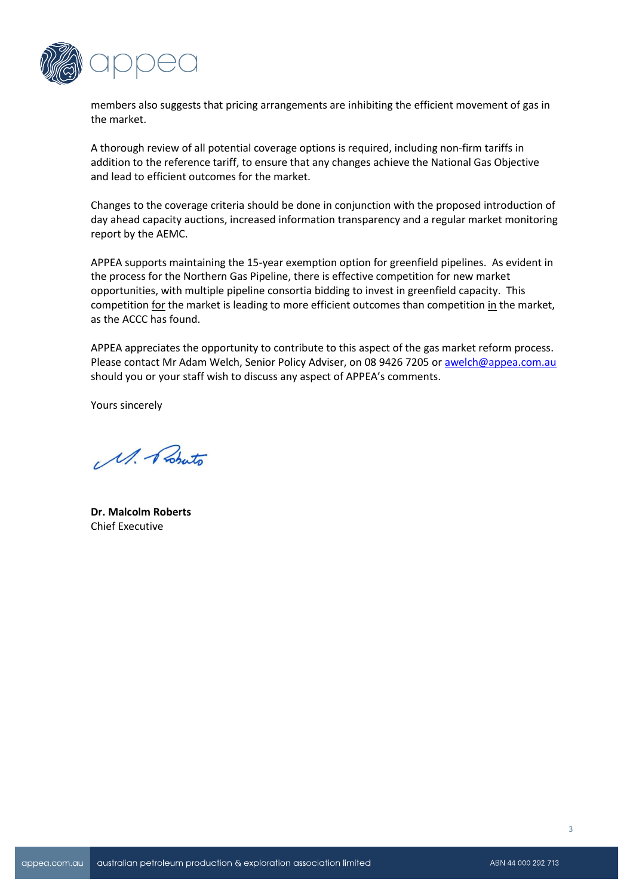members also suggests that pricing arrangements are inhibiting the efficient movement of gas in the market.

A thorough review of all potential coverage options is required, including non-firm tariffs in addition to the reference tariff, to ensure that any changes achieve the National Gas Objective and lead to efficient outcomes for the market.

Changes to the coverage criteria should be done in conjunction with the proposed introduction of day ahead capacity auctions, increased information transparency and a regular market monitoring report by the AEMC.

APPEA supports maintaining the 15-year exemption option for greenfield pipelines. As evident in the process for the Northern Gas Pipeline, there is effective competition for new market opportunities, with multiple pipeline consortia bidding to invest in greenfield capacity. This competition <u>for</u> the market is leading to more efficient outcomes than competition <u>in</u> the market, as the ACCC has found.

APPEA appreciates the opportunity to contribute to this aspect of the gas market reform process. Please contact Mr Adam Welch, Senior Policy Adviser, on 08 9426 7205 or awelch@appea.com.au should you or your staff wish to discuss any aspect of APPEA's comments.

Yours sincerely

**Dr. Malcolm Roberts**
Chief Executive